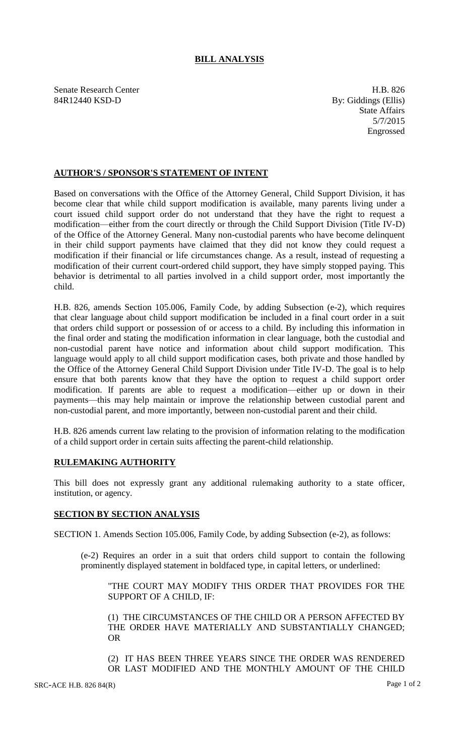# BILL ANALYSIS

Senate Research Center
84R12440 KSD-D

H.B. 826
By: Giddings (Ellis)
State Affairs
5/7/2015
Engrossed

## AUTHOR'S / SPONSOR'S STATEMENT OF INTENT

Based on conversations with the Office of the Attorney General, Child Support Division, it has become clear that while child support modification is available, many parents living under a court issued child support order do not understand that they have the right to request a modification—either from the court directly or through the Child Support Division (Title IV-D) of the Office of the Attorney General. Many non-custodial parents who have become delinquent in their child support payments have claimed that they did not know they could request a modification if their financial or life circumstances change. As a result, instead of requesting a modification of their current court-ordered child support, they have simply stopped paying. This behavior is detrimental to all parties involved in a child support order, most importantly the child.

H.B. 826, amends Section 105.006, Family Code, by adding Subsection (e-2), which requires that clear language about child support modification be included in a final court order in a suit that orders child support or possession of or access to a child. By including this information in the final order and stating the modification information in clear language, both the custodial and non-custodial parent have notice and information about child support modification. This language would apply to all child support modification cases, both private and those handled by the Office of the Attorney General Child Support Division under Title IV-D. The goal is to help ensure that both parents know that they have the option to request a child support order modification. If parents are able to request a modification—either up or down in their payments—this may help maintain or improve the relationship between custodial parent and non-custodial parent, and more importantly, between non-custodial parent and their child.

H.B. 826 amends current law relating to the provision of information relating to the modification of a child support order in certain suits affecting the parent-child relationship.

## RULEMAKING AUTHORITY

This bill does not expressly grant any additional rulemaking authority to a state officer, institution, or agency.

## SECTION BY SECTION ANALYSIS

SECTION 1. Amends Section 105.006, Family Code, by adding Subsection (e-2), as follows:

(e-2) Requires an order in a suit that orders child support to contain the following prominently displayed statement in boldfaced type, in capital letters, or underlined:

"THE COURT MAY MODIFY THIS ORDER THAT PROVIDES FOR THE SUPPORT OF A CHILD, IF:

(1) THE CIRCUMSTANCES OF THE CHILD OR A PERSON AFFECTED BY THE ORDER HAVE MATERIALLY AND SUBSTANTIALLY CHANGED; OR

(2) IT HAS BEEN THREE YEARS SINCE THE ORDER WAS RENDERED OR LAST MODIFIED AND THE MONTHLY AMOUNT OF THE CHILD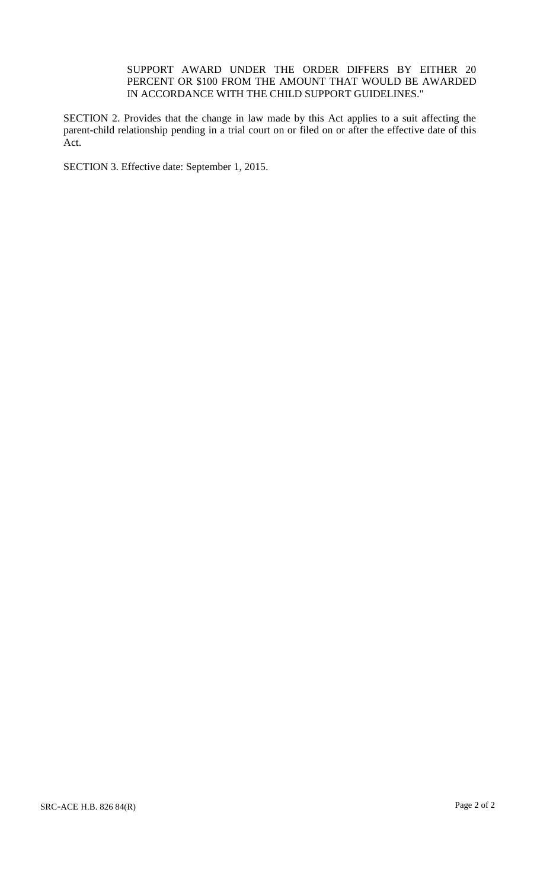SUPPORT AWARD UNDER THE ORDER DIFFERS BY EITHER 20 PERCENT OR $100 FROM THE AMOUNT THAT WOULD BE AWARDED IN ACCORDANCE WITH THE CHILD SUPPORT GUIDELINES."

SECTION 2. Provides that the change in law made by this Act applies to a suit affecting the parent-child relationship pending in a trial court on or filed on or after the effective date of this Act.

SECTION 3. Effective date: September 1, 2015.